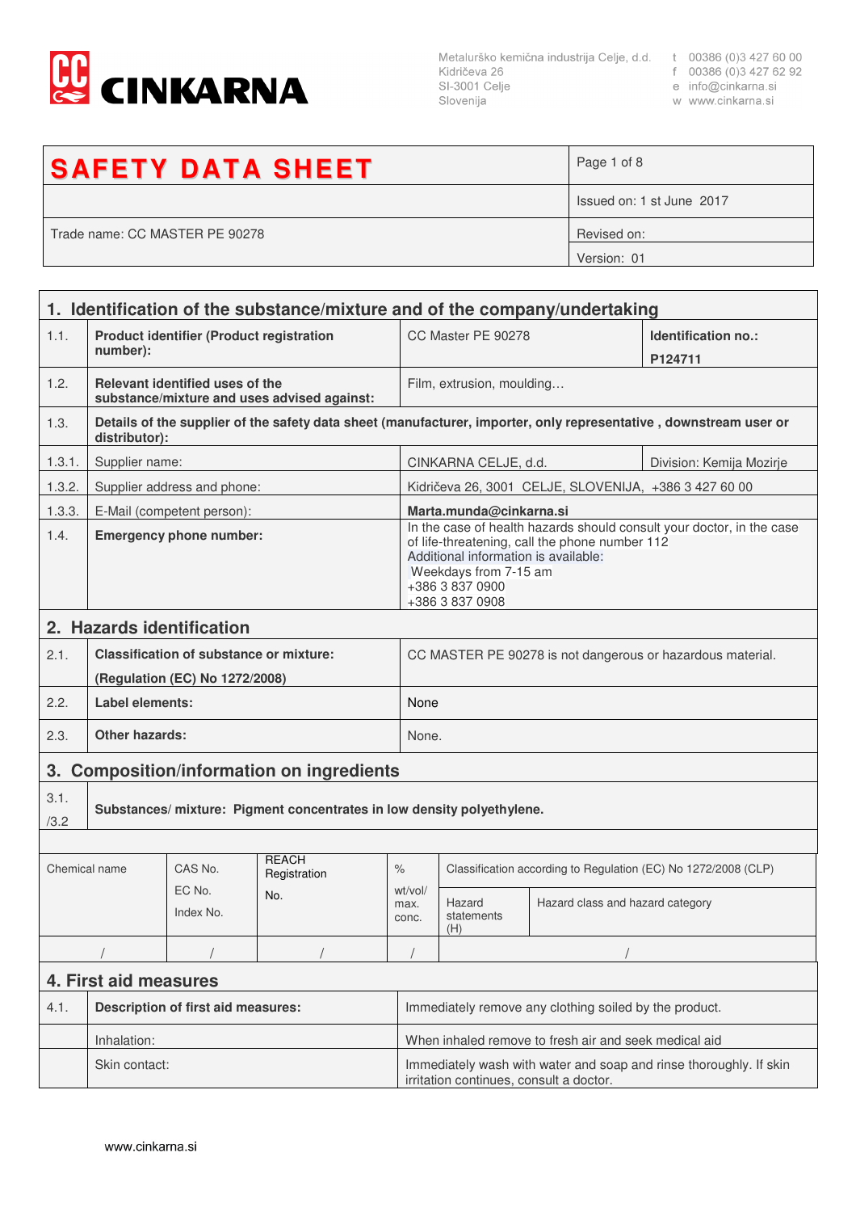**CINKARNA**

Metalurško kemična industrija Celje, d.d.
Kidričeva 26
SI-3001 Celje
Slovenija

t 00386 (0)3 427 60 00
f 00386 (0)3 427 62 92
e info@cinkarna.si
w www.cinkarna.si

| SAFETY DATA SHEET | Page 1 of 8 |
|---|---|
| | Issued on: 1 st June 2017 |
| Trade name: CC MASTER PE 90278 | Revised on: |
| | Version: 01 |

## 1. Identification of the substance/mixture and of the company/undertaking

| | | | |
|---|---|---|---|
| 1.1. | **Product identifier (Product registration number):** | CC Master PE 90278 | **Identification no.:** **P124711** |
| 1.2. | **Relevant identified uses of the substance/mixture and uses advised against:** | Film, extrusion, moulding… | |
| 1.3. | **Details of the supplier of the safety data sheet (manufacturer, importer, only representative , downstream user or distributor):** | | |
| 1.3.1. | Supplier name: | CINKARNA CELJE, d.d. | Division: Kemija Mozirje |
| 1.3.2. | Supplier address and phone: | Kidričeva 26, 3001 CELJE, SLOVENIJA, +386 3 427 60 00 | |
| 1.3.3. | E-Mail (competent person): | **Marta.munda@cinkarna.si** | |
| 1.4. | **Emergency phone number:** | In the case of health hazards should consult your doctor, in the case of life-threatening, call the phone number 112<br>Additional information is available:<br>Weekdays from 7-15 am<br>+386 3 837 0900<br>+386 3 837 0908 | |

## 2. Hazards identification

| | | |
|---|---|---|
| 2.1. | **Classification of substance or mixture:** **(Regulation (EC) No 1272/2008)** | CC MASTER PE 90278 is not dangerous or hazardous material. |
| 2.2. | **Label elements:** | None |
| 2.3. | **Other hazards:** | None. |

## 3. Composition/information on ingredients

3.1./3.2 **Substances/ mixture: Pigment concentrates in low density polyethylene.**

| Chemical name | CAS No. EC No. Index No. | REACH Registration No. | % wt/vol/ max. conc. | Classification according to Regulation (EC) No 1272/2008 (CLP) | |
|---|---|---|---|---|---|
| | | | | Hazard statements (H) | Hazard class and hazard category |
| / | / | / | / | / | |

## 4. First aid measures

| | | |
|---|---|---|
| 4.1. | **Description of first aid measures:** | Immediately remove any clothing soiled by the product. |
| | Inhalation: | When inhaled remove to fresh air and seek medical aid |
| | Skin contact: | Immediately wash with water and soap and rinse thoroughly. If skin irritation continues, consult a doctor. |

www.cinkarna.si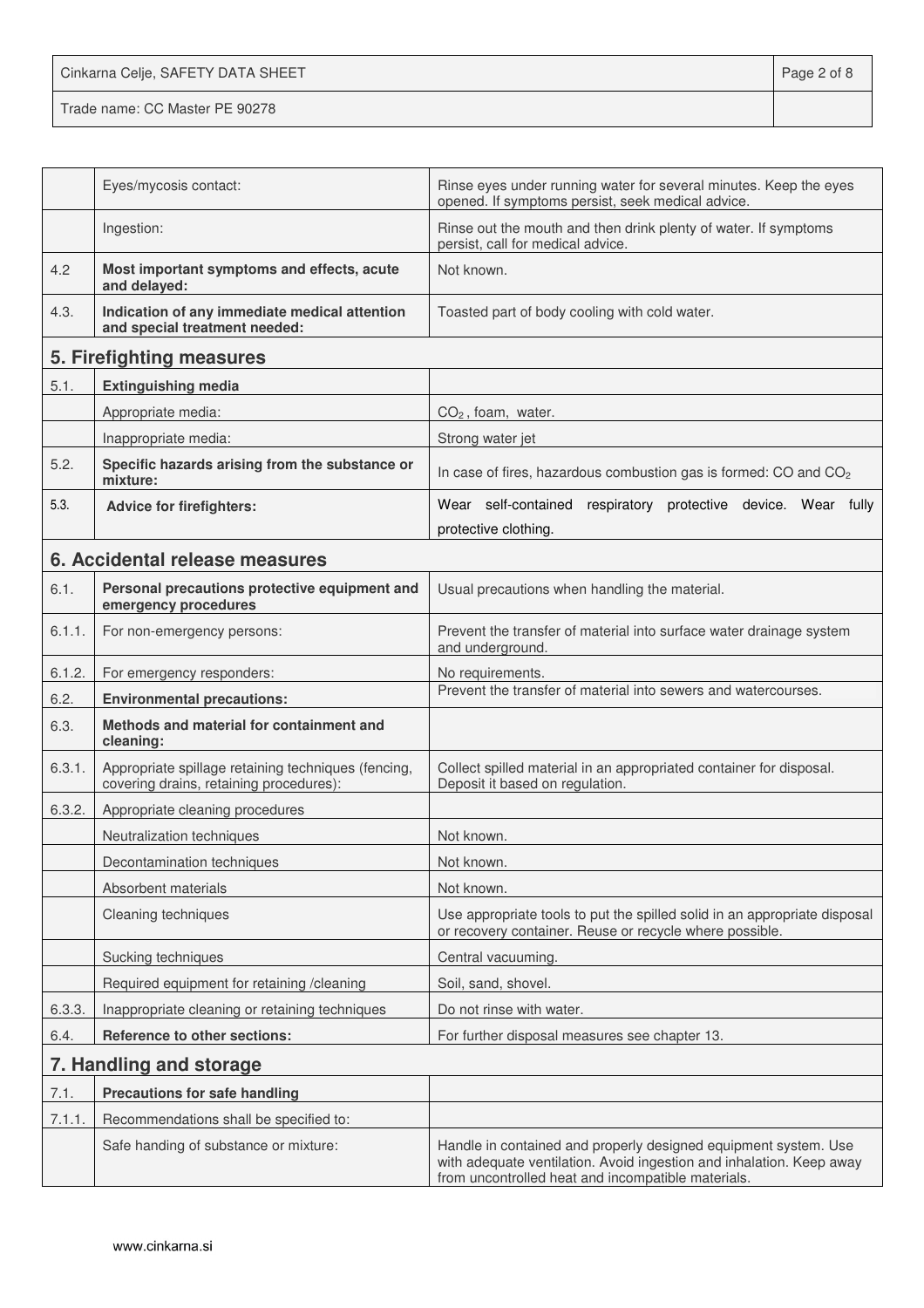| | | |
|---|---|---|
| | Eyes/mycosis contact: | Rinse eyes under running water for several minutes. Keep the eyes opened. If symptoms persist, seek medical advice. |
| | Ingestion: | Rinse out the mouth and then drink plenty of water. If symptoms persist, call for medical advice. |
| 4.2 | **Most important symptoms and effects, acute and delayed:** | Not known. |
| 4.3. | **Indication of any immediate medical attention and special treatment needed:** | Toasted part of body cooling with cold water. |

## 5. Firefighting measures

| | | |
|---|---|---|
| 5.1. | **Extinguishing media** | |
| | Appropriate media: | $CO_2$, foam, water. |
| | Inappropriate media: | Strong water jet |
| 5.2. | **Specific hazards arising from the substance or mixture:** | In case of fires, hazardous combustion gas is formed: CO and $CO_2$ |
| 5.3. | **Advice for firefighters:** | Wear self-contained respiratory protective device. Wear fully protective clothing. |

## 6. Accidental release measures

| | | |
|---|---|---|
| 6.1. | **Personal precautions protective equipment and emergency procedures** | Usual precautions when handling the material. |
| 6.1.1. | For non-emergency persons: | Prevent the transfer of material into surface water drainage system and underground. |
| 6.1.2. | For emergency responders: | No requirements. |
| 6.2. | **Environmental precautions:** | Prevent the transfer of material into sewers and watercourses. |
| 6.3. | **Methods and material for containment and cleaning:** | |
| 6.3.1. | Appropriate spillage retaining techniques (fencing, covering drains, retaining procedures): | Collect spilled material in an appropriated container for disposal. Deposit it based on regulation. |
| 6.3.2. | Appropriate cleaning procedures | |
| | Neutralization techniques | Not known. |
| | Decontamination techniques | Not known. |
| | Absorbent materials | Not known. |
| | Cleaning techniques | Use appropriate tools to put the spilled solid in an appropriate disposal or recovery container. Reuse or recycle where possible. |
| | Sucking techniques | Central vacuuming. |
| | Required equipment for retaining /cleaning | Soil, sand, shovel. |
| 6.3.3. | Inappropriate cleaning or retaining techniques | Do not rinse with water. |
| 6.4. | **Reference to other sections:** | For further disposal measures see chapter 13. |

## 7. Handling and storage

| | | |
|---|---|---|
| 7.1. | **Precautions for safe handling** | |
| 7.1.1. | Recommendations shall be specified to: | |
| | Safe handing of substance or mixture: | Handle in contained and properly designed equipment system. Use with adequate ventilation. Avoid ingestion and inhalation. Keep away from uncontrolled heat and incompatible materials. |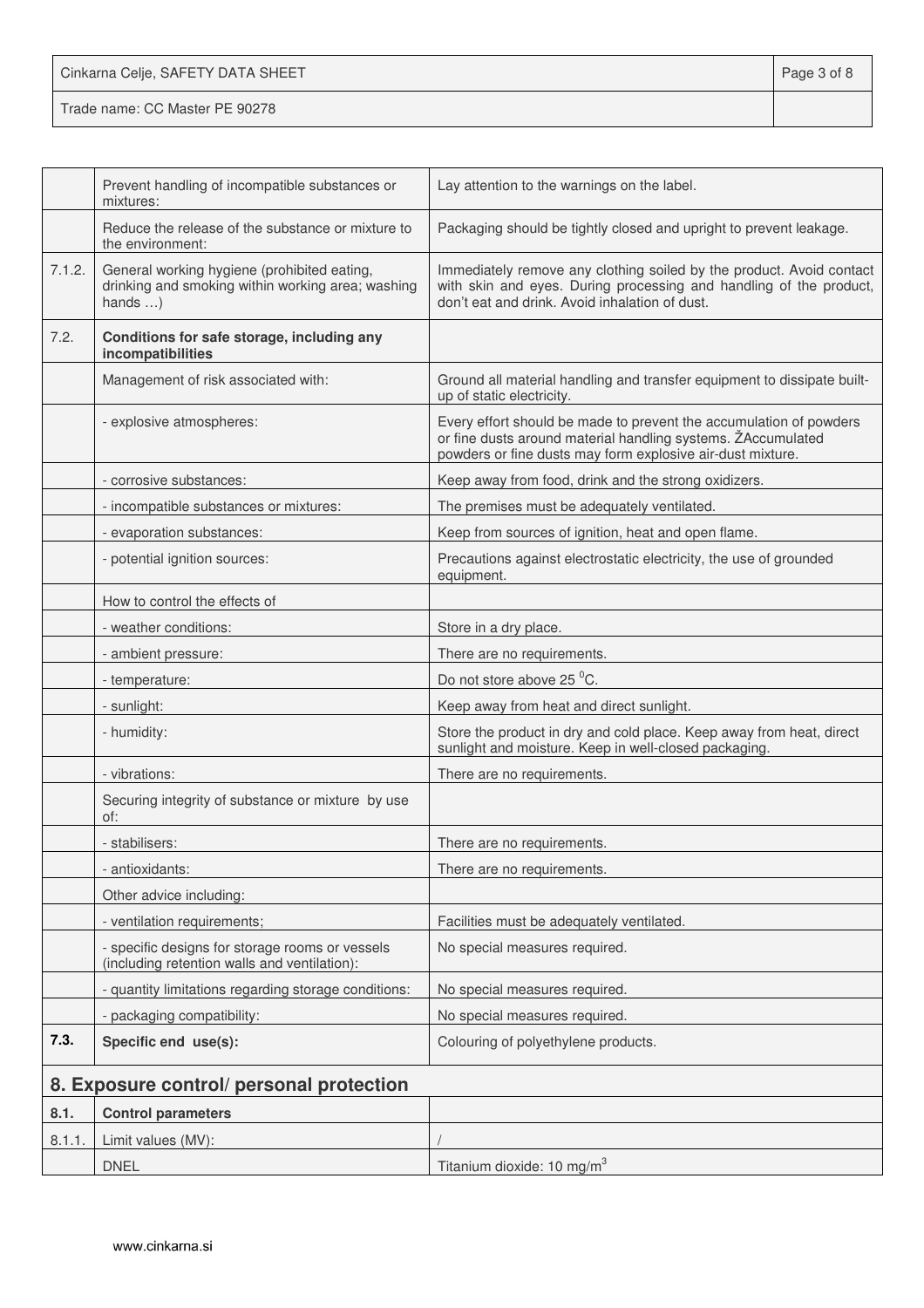| | | |
|---|---|---|
| | Prevent handling of incompatible substances or mixtures: | Lay attention to the warnings on the label. |
| | Reduce the release of the substance or mixture to the environment: | Packaging should be tightly closed and upright to prevent leakage. |
| 7.1.2. | General working hygiene (prohibited eating, drinking and smoking within working area; washing hands …) | Immediately remove any clothing soiled by the product. Avoid contact with skin and eyes. During processing and handling of the product, don't eat and drink. Avoid inhalation of dust. |
| 7.2. | **Conditions for safe storage, including any incompatibilities** | |
| | Management of risk associated with: | Ground all material handling and transfer equipment to dissipate built-up of static electricity. |
| | - explosive atmospheres: | Every effort should be made to prevent the accumulation of powders or fine dusts around material handling systems. ŽAccumulated powders or fine dusts may form explosive air-dust mixture. |
| | - corrosive substances: | Keep away from food, drink and the strong oxidizers. |
| | - incompatible substances or mixtures: | The premises must be adequately ventilated. |
| | - evaporation substances: | Keep from sources of ignition, heat and open flame. |
| | - potential ignition sources: | Precautions against electrostatic electricity, the use of grounded equipment. |
| | How to control the effects of | |
| | - weather conditions: | Store in a dry place. |
| | - ambient pressure: | There are no requirements. |
| | - temperature: | Do not store above 25 $^{0}$C. |
| | - sunlight: | Keep away from heat and direct sunlight. |
| | - humidity: | Store the product in dry and cold place. Keep away from heat, direct sunlight and moisture. Keep in well-closed packaging. |
| | - vibrations: | There are no requirements. |
| | Securing integrity of substance or mixture by use of: | |
| | - stabilisers: | There are no requirements. |
| | - antioxidants: | There are no requirements. |
| | Other advice including: | |
| | - ventilation requirements; | Facilities must be adequately ventilated. |
| | - specific designs for storage rooms or vessels (including retention walls and ventilation): | No special measures required. |
| | - quantity limitations regarding storage conditions: | No special measures required. |
| | - packaging compatibility: | No special measures required. |
| **7.3.** | **Specific end use(s):** | Colouring of polyethylene products. |

## 8. Exposure control/ personal protection

| | | |
|---|---|---|
| **8.1.** | **Control parameters** | |
| 8.1.1. | Limit values (MV): | / |
| | DNEL | Titanium dioxide: 10 mg/m$^3$ |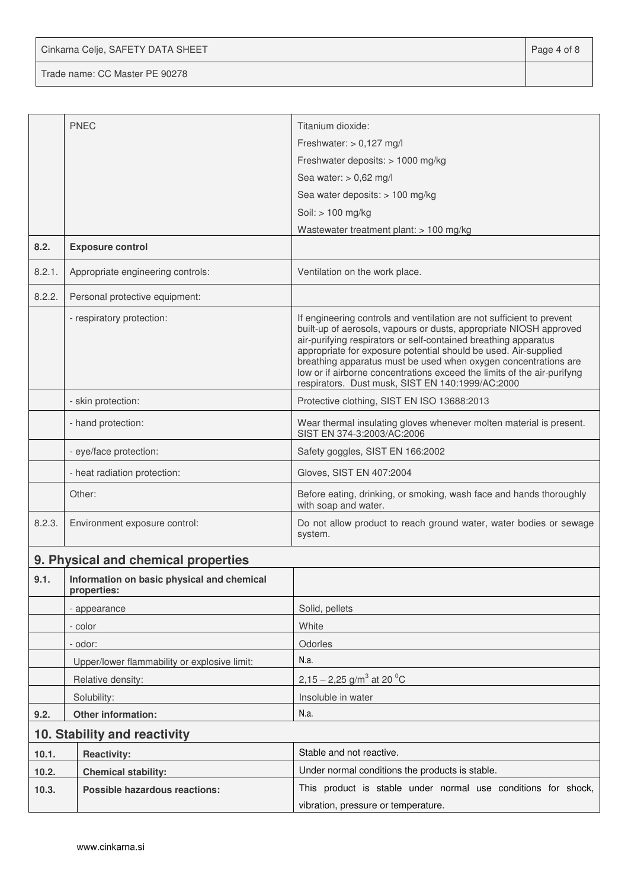|  | PNEC | Titanium dioxide: |
|---|---|---|
|  |  | Freshwater: > 0,127 mg/l |
|  |  | Freshwater deposits: > 1000 mg/kg |
|  |  | Sea water: > 0,62 mg/l |
|  |  | Sea water deposits: > 100 mg/kg |
|  |  | Soil: > 100 mg/kg |
|  |  | Wastewater treatment plant: > 100 mg/kg |
| **8.2.** | **Exposure control** |  |
| 8.2.1. | Appropriate engineering controls: | Ventilation on the work place. |
| 8.2.2. | Personal protective equipment: |  |
|  | - respiratory protection: | If engineering controls and ventilation are not sufficient to prevent built-up of aerosols, vapours or dusts, appropriate NIOSH approved air-purifying respirators or self-contained breathing apparatus appropriate for exposure potential should be used. Air-supplied breathing apparatus must be used when oxygen concentrations are low or if airborne concentrations exceed the limits of the air-purifyng respirators. Dust musk, SIST EN 140:1999/AC:2000 |
|  | - skin protection: | Protective clothing, SIST EN ISO 13688:2013 |
|  | - hand protection: | Wear thermal insulating gloves whenever molten material is present. SIST EN 374-3:2003/AC:2006 |
|  | - eye/face protection: | Safety goggles, SIST EN 166:2002 |
|  | - heat radiation protection: | Gloves, SIST EN 407:2004 |
|  | Other: | Before eating, drinking, or smoking, wash face and hands thoroughly with soap and water. |
| 8.2.3. | Environment exposure control: | Do not allow product to reach ground water, water bodies or sewage system. |

## 9. Physical and chemical properties

| **9.1.** | **Information on basic physical and chemical properties:** |  |
|---|---|---|
|  | - appearance | Solid, pellets |
|  | - color | White |
|  | - odor: | Odorles |
|  | Upper/lower flammability or explosive limit: | N.a. |
|  | Relative density: | 2,15 – 2,25 g/m$^3$ at 20 $^0$C |
|  | Solubility: | Insoluble in water |
| **9.2.** | **Other information:** | N.a. |

## 10. Stability and reactivity

| **10.1.** | **Reactivity:** | Stable and not reactive. |
|---|---|---|
| **10.2.** | **Chemical stability:** | Under normal conditions the products is stable. |
| **10.3.** | **Possible hazardous reactions:** | This product is stable under normal use conditions for shock, vibration, pressure or temperature. |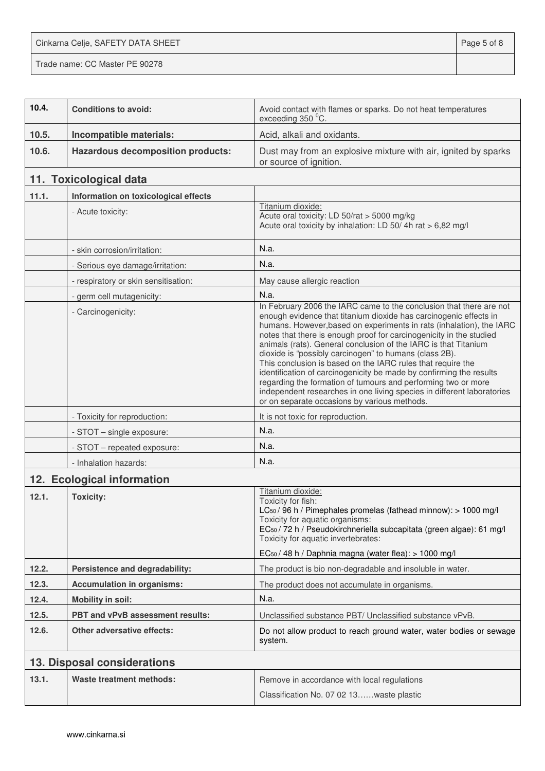| | | |
|---|---|---|
| **10.4.** | **Conditions to avoid:** | Avoid contact with flames or sparks. Do not heat temperatures exceeding 350 $^0$C. |
| **10.5.** | **Incompatible materials:** | Acid, alkali and oxidants. |
| **10.6.** | **Hazardous decomposition products:** | Dust may from an explosive mixture with air, ignited by sparks or source of ignition. |

## 11. Toxicological data

| | | |
|---|---|---|
| **11.1.** | **Information on toxicological effects** | |
| | - Acute toxicity: | Titanium dioxide:<br>Acute oral toxicity: LD 50/rat > 5000 mg/kg<br>Acute oral toxicity by inhalation: LD 50/ 4h rat > 6,82 mg/l |
| | - skin corrosion/irritation: | N.a. |
| | - Serious eye damage/irritation: | N.a. |
| | - respiratory or skin sensitisation: | May cause allergic reaction |
| | - germ cell mutagenicity: | N.a. |
| | - Carcinogenicity: | In February 2006 the IARC came to the conclusion that there are not enough evidence that titanium dioxide has carcinogenic effects in humans. However,based on experiments in rats (inhalation), the IARC notes that there is enough proof for carcinogenicity in the studied animals (rats). General conclusion of the IARC is that Titanium dioxide is "possibly carcinogen" to humans (class 2B).<br>This conclusion is based on the IARC rules that require the identification of carcinogenicity be made by confirming the results regarding the formation of tumours and performing two or more independent researches in one living species in different laboratories or on separate occasions by various methods. |
| | - Toxicity for reproduction: | It is not toxic for reproduction. |
| | - STOT – single exposure: | N.a. |
| | - STOT – repeated exposure: | N.a. |
| | - Inhalation hazards: | N.a. |

## 12. Ecological information

| | | |
|---|---|---|
| **12.1.** | **Toxicity:** | Titanium dioxide:<br>Toxicity for fish:<br>$LC_{50}$ / 96 h / Pimephales promelas (fathead minnow): > 1000 mg/l<br>Toxicity for aquatic organisms:<br>$EC_{50}$ / 72 h / Pseudokirchneriella subcapitata (green algae): 61 mg/l<br>Toxicity for aquatic invertebrates:<br>$EC_{50}$ / 48 h / Daphnia magna (water flea): > 1000 mg/l |
| **12.2.** | **Persistence and degradability:** | The product is bio non-degradable and insoluble in water. |
| **12.3.** | **Accumulation in organisms:** | The product does not accumulate in organisms. |
| **12.4.** | **Mobility in soil:** | N.a. |
| **12.5.** | **PBT and vPvB assessment results:** | Unclassified substance PBT/ Unclassified substance vPvB. |
| **12.6.** | **Other adversative effects:** | Do not allow product to reach ground water, water bodies or sewage system. |

## 13. Disposal considerations

| | | |
|---|---|---|
| **13.1.** | **Waste treatment methods:** | Remove in accordance with local regulations<br>Classification No. 07 02 13……waste plastic |

www.cinkarna.si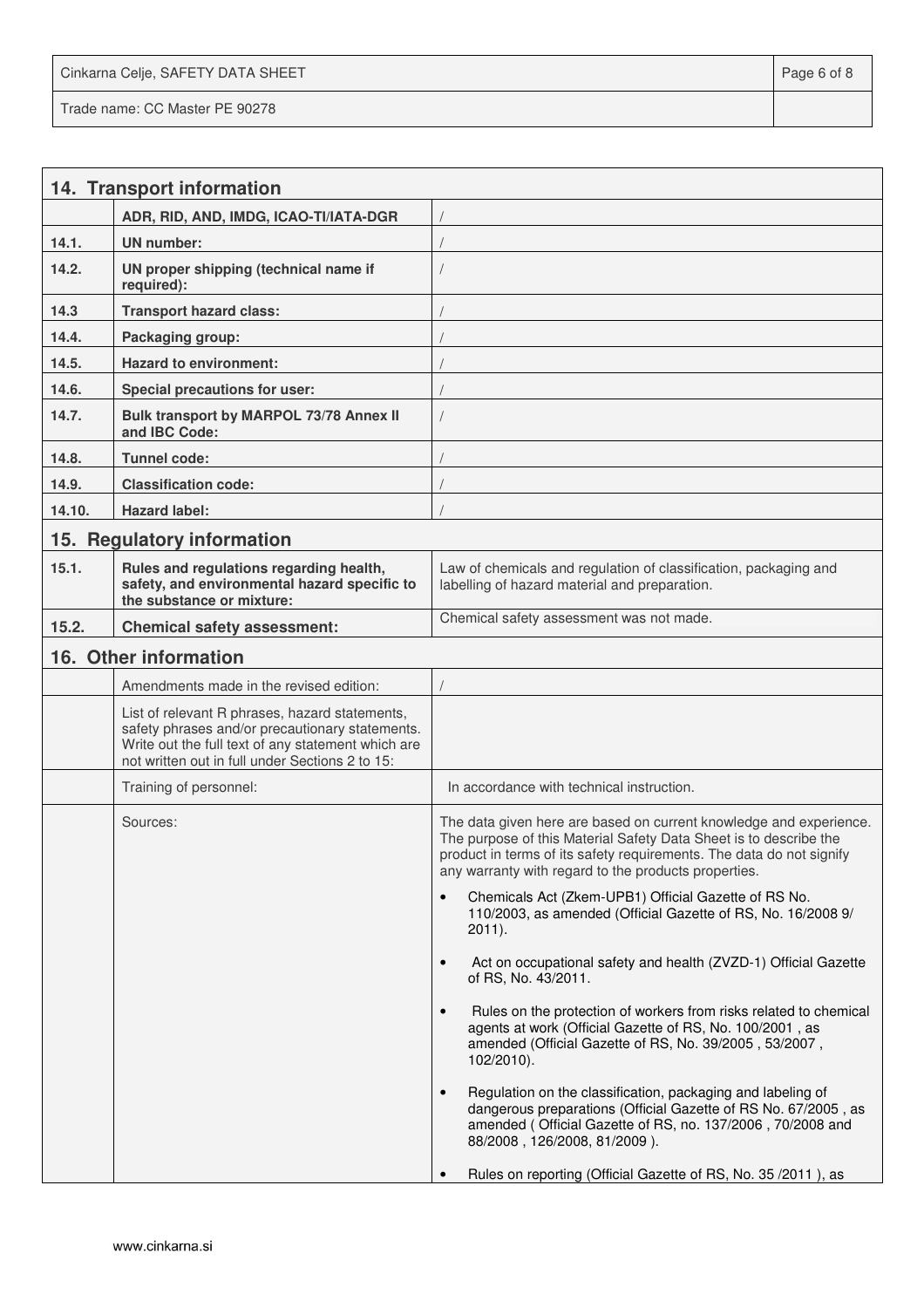## 14. Transport information

| | | |
|---|---|---|
| | ADR, RID, AND, IMDG, ICAO-TI/IATA-DGR | / |
| 14.1. | UN number: | / |
| 14.2. | UN proper shipping (technical name if required): | / |
| 14.3 | Transport hazard class: | / |
| 14.4. | Packaging group: | / |
| 14.5. | Hazard to environment: | / |
| 14.6. | Special precautions for user: | / |
| 14.7. | Bulk transport by MARPOL 73/78 Annex II and IBC Code: | / |
| 14.8. | Tunnel code: | / |
| 14.9. | Classification code: | / |
| 14.10. | Hazard label: | / |

## 15. Regulatory information

| | | |
|---|---|---|
| 15.1. | Rules and regulations regarding health, safety, and environmental hazard specific to the substance or mixture: | Law of chemicals and regulation of classification, packaging and labelling of hazard material and preparation. |
| 15.2. | Chemical safety assessment: | Chemical safety assessment was not made. |

## 16. Other information

| | | |
|---|---|---|
| | Amendments made in the revised edition: | / |
| | List of relevant R phrases, hazard statements, safety phrases and/or precautionary statements. Write out the full text of any statement which are not written out in full under Sections 2 to 15: | |
| | Training of personnel: | In accordance with technical instruction. |
| | Sources: | The data given here are based on current knowledge and experience. The purpose of this Material Safety Data Sheet is to describe the product in terms of its safety requirements. The data do not signify any warranty with regard to the products properties.<br>• Chemicals Act (Zkem-UPB1) Official Gazette of RS No. 110/2003, as amended (Official Gazette of RS, No. 16/2008 9/ 2011).<br>• Act on occupational safety and health (ZVZD-1) Official Gazette of RS, No. 43/2011.<br>• Rules on the protection of workers from risks related to chemical agents at work (Official Gazette of RS, No. 100/2001 , as amended (Official Gazette of RS, No. 39/2005 , 53/2007 , 102/2010).<br>• Regulation on the classification, packaging and labeling of dangerous preparations (Official Gazette of RS No. 67/2005 , as amended ( Official Gazette of RS, no. 137/2006 , 70/2008 and 88/2008 , 126/2008, 81/2009 ).<br>• Rules on reporting (Official Gazette of RS, No. 35 /2011 ), as |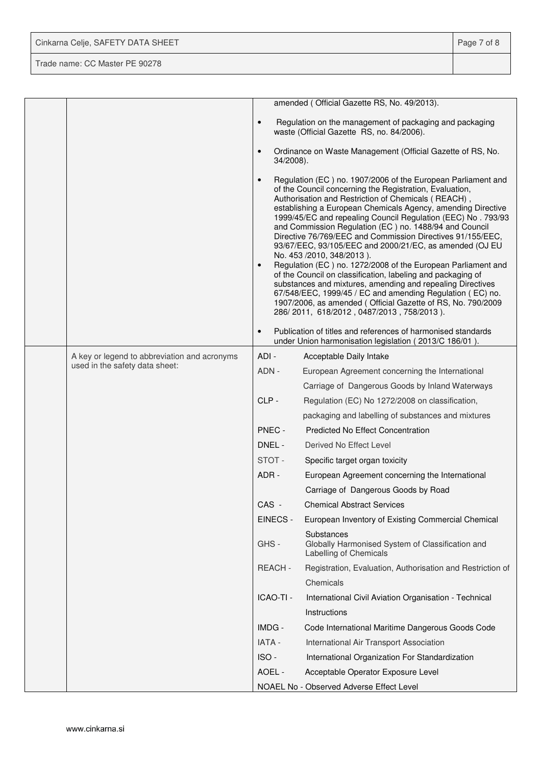| | | |
|---|---|---|
| | | amended ( Official Gazette RS, No. 49/2013).<br><br>• Regulation on the management of packaging and packaging waste (Official Gazette RS, no. 84/2006).<br><br>• Ordinance on Waste Management (Official Gazette of RS, No. 34/2008).<br><br>• Regulation (EC ) no. 1907/2006 of the European Parliament and of the Council concerning the Registration, Evaluation, Authorisation and Restriction of Chemicals ( REACH) , establishing a European Chemicals Agency, amending Directive 1999/45/EC and repealing Council Regulation (EEC) No . 793/93 and Commission Regulation (EC ) no. 1488/94 and Council Directive 76/769/EEC and Commission Directives 91/155/EEC, 93/67/EEC, 93/105/EEC and 2000/21/EC, as amended (OJ EU No. 453 /2010, 348/2013 ).<br>• Regulation (EC ) no. 1272/2008 of the European Parliament and of the Council on classification, labeling and packaging of substances and mixtures, amending and repealing Directives 67/548/EEC, 1999/45 / EC and amending Regulation ( EC) no. 1907/2006, as amended ( Official Gazette of RS, No. 790/2009 286/ 2011, 618/2012 , 0487/2013 , 758/2013 ).<br><br>• Publication of titles and references of harmonised standards under Union harmonisation legislation ( 2013/C 186/01 ). |
| | A key or legend to abbreviation and acronyms used in the safety data sheet: | ADI - Acceptable Daily Intake<br>ADN - European Agreement concerning the International Carriage of Dangerous Goods by Inland Waterways<br>CLP - Regulation (EC) No 1272/2008 on classification, packaging and labelling of substances and mixtures<br>PNEC - Predicted No Effect Concentration<br>DNEL - Derived No Effect Level<br>STOT - Specific target organ toxicity<br>ADR - European Agreement concerning the International Carriage of Dangerous Goods by Road<br>CAS - Chemical Abstract Services<br>EINECS - European Inventory of Existing Commercial Chemical Substances<br>GHS - Globally Harmonised System of Classification and Labelling of Chemicals<br>REACH - Registration, Evaluation, Authorisation and Restriction of Chemicals<br>ICAO-TI - International Civil Aviation Organisation - Technical Instructions<br>IMDG - Code International Maritime Dangerous Goods Code<br>IATA - International Air Transport Association<br>ISO - International Organization For Standardization<br>AOEL - Acceptable Operator Exposure Level<br>NOAEL No - Observed Adverse Effect Level |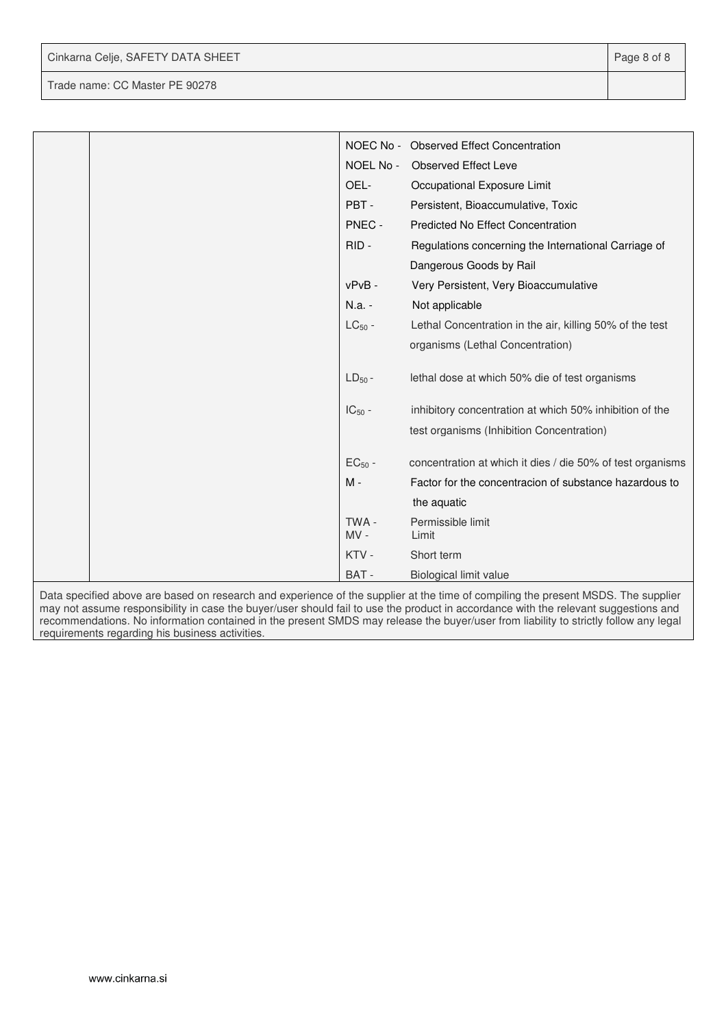| | | | |
|---|---|---|---|
| | | NOEC No - | Observed Effect Concentration |
| | | NOEL No - | Observed Effect Leve |
| | | OEL- | Occupational Exposure Limit |
| | | PBT - | Persistent, Bioaccumulative, Toxic |
| | | PNEC - | Predicted No Effect Concentration |
| | | RID - | Regulations concerning the International Carriage of Dangerous Goods by Rail |
| | | vPvB - | Very Persistent, Very Bioaccumulative |
| | | N.a. - | Not applicable |
| | | $LC_{50}$ - | Lethal Concentration in the air, killing 50% of the test organisms (Lethal Concentration) |
| | | $LD_{50}$ - | lethal dose at which 50% die of test organisms |
| | | $IC_{50}$ - | inhibitory concentration at which 50% inhibition of the test organisms (Inhibition Concentration) |
| | | $EC_{50}$ - | concentration at which it dies / die 50% of test organisms |
| | | M - | Factor for the concentracion of substance hazardous to the aquatic |
| | | TWA - | Permissible limit |
| | | MV - | Limit |
| | | KTV - | Short term |
| | | BAT - | Biological limit value |

Data specified above are based on research and experience of the supplier at the time of compiling the present MSDS. The supplier may not assume responsibility in case the buyer/user should fail to use the product in accordance with the relevant suggestions and recommendations. No information contained in the present SMDS may release the buyer/user from liability to strictly follow any legal requirements regarding his business activities.